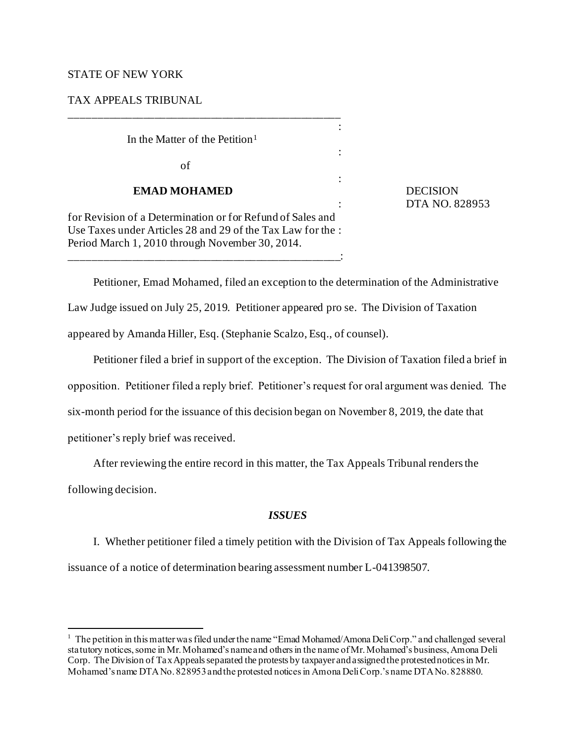STATE OF NEW YORK

TAX APPEALS TRIBUNAL

---

In the Matter of the Petition[1]

of

**EMAD MOHAMED**

for Revision of a Determination or for Refund of Sales and Use Taxes under Articles 28 and 29 of the Tax Law for the Period March 1, 2010 through November 30, 2014.

---

DECISION
DTA NO. 828953

Petitioner, Emad Mohamed, filed an exception to the determination of the Administrative Law Judge issued on July 25, 2019. Petitioner appeared pro se. The Division of Taxation appeared by Amanda Hiller, Esq. (Stephanie Scalzo, Esq., of counsel).

Petitioner filed a brief in support of the exception. The Division of Taxation filed a brief in opposition. Petitioner filed a reply brief. Petitioner's request for oral argument was denied. The six-month period for the issuance of this decision began on November 8, 2019, the date that petitioner's reply brief was received.

After reviewing the entire record in this matter, the Tax Appeals Tribunal renders the following decision.

## *ISSUES*

I. Whether petitioner filed a timely petition with the Division of Tax Appeals following the issuance of a notice of determination bearing assessment number L-041398507.

---

[1] The petition in this matter was filed under the name "Emad Mohamed/Amona Deli Corp." and challenged several statutory notices, some in Mr. Mohamed's name and others in the name of Mr. Mohamed's business, Amona Deli Corp. The Division of Tax Appeals separated the protests by taxpayer and assigned the protested notices in Mr. Mohamed's name DTA No. 828953 and the protested notices in Amona Deli Corp.'s name DTA No. 828880.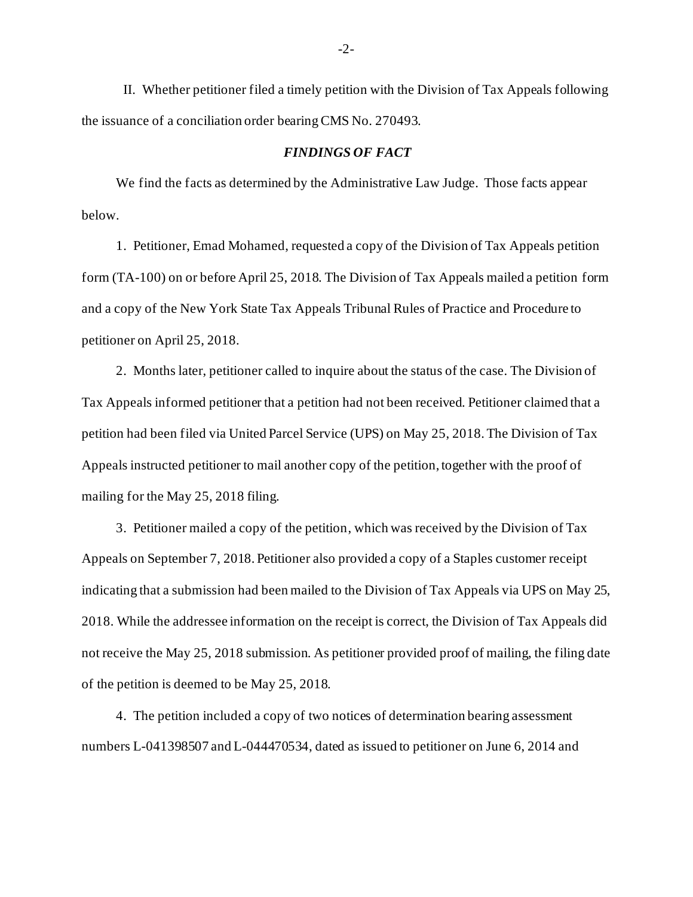II. Whether petitioner filed a timely petition with the Division of Tax Appeals following the issuance of a conciliation order bearing CMS No. 270493.

## *FINDINGS OF FACT*

We find the facts as determined by the Administrative Law Judge. Those facts appear below.

1. Petitioner, Emad Mohamed, requested a copy of the Division of Tax Appeals petition form (TA-100) on or before April 25, 2018. The Division of Tax Appeals mailed a petition form and a copy of the New York State Tax Appeals Tribunal Rules of Practice and Procedure to petitioner on April 25, 2018.

2. Months later, petitioner called to inquire about the status of the case. The Division of Tax Appeals informed petitioner that a petition had not been received. Petitioner claimed that a petition had been filed via United Parcel Service (UPS) on May 25, 2018. The Division of Tax Appeals instructed petitioner to mail another copy of the petition, together with the proof of mailing for the May 25, 2018 filing.

3. Petitioner mailed a copy of the petition, which was received by the Division of Tax Appeals on September 7, 2018. Petitioner also provided a copy of a Staples customer receipt indicating that a submission had been mailed to the Division of Tax Appeals via UPS on May 25, 2018. While the addressee information on the receipt is correct, the Division of Tax Appeals did not receive the May 25, 2018 submission. As petitioner provided proof of mailing, the filing date of the petition is deemed to be May 25, 2018.

4. The petition included a copy of two notices of determination bearing assessment numbers L-041398507 and L-044470534, dated as issued to petitioner on June 6, 2014 and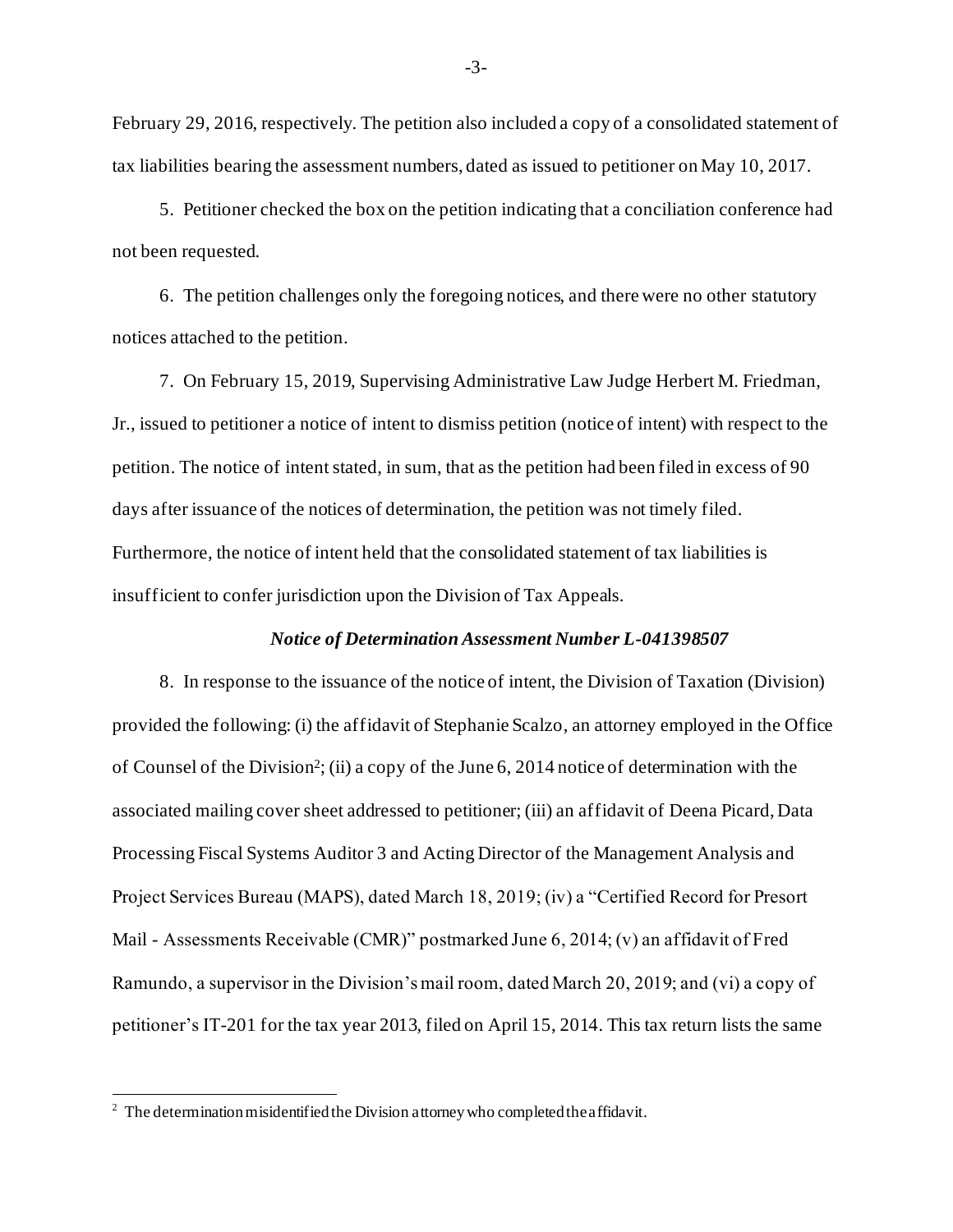February 29, 2016, respectively. The petition also included a copy of a consolidated statement of tax liabilities bearing the assessment numbers, dated as issued to petitioner on May 10, 2017.

5. Petitioner checked the box on the petition indicating that a conciliation conference had not been requested.

6. The petition challenges only the foregoing notices, and there were no other statutory notices attached to the petition.

7. On February 15, 2019, Supervising Administrative Law Judge Herbert M. Friedman, Jr., issued to petitioner a notice of intent to dismiss petition (notice of intent) with respect to the petition. The notice of intent stated, in sum, that as the petition had been filed in excess of 90 days after issuance of the notices of determination, the petition was not timely filed. Furthermore, the notice of intent held that the consolidated statement of tax liabilities is insufficient to confer jurisdiction upon the Division of Tax Appeals.

***Notice of Determination Assessment Number L-041398507***

8. In response to the issuance of the notice of intent, the Division of Taxation (Division) provided the following: (i) the affidavit of Stephanie Scalzo, an attorney employed in the Office of Counsel of the Division[2]; (ii) a copy of the June 6, 2014 notice of determination with the associated mailing cover sheet addressed to petitioner; (iii) an affidavit of Deena Picard, Data Processing Fiscal Systems Auditor 3 and Acting Director of the Management Analysis and Project Services Bureau (MAPS), dated March 18, 2019; (iv) a "Certified Record for Presort Mail - Assessments Receivable (CMR)" postmarked June 6, 2014; (v) an affidavit of Fred Ramundo, a supervisor in the Division's mail room, dated March 20, 2019; and (vi) a copy of petitioner's IT-201 for the tax year 2013, filed on April 15, 2014. This tax return lists the same

---

[2] The determination misidentified the Division attorney who completed the affidavit.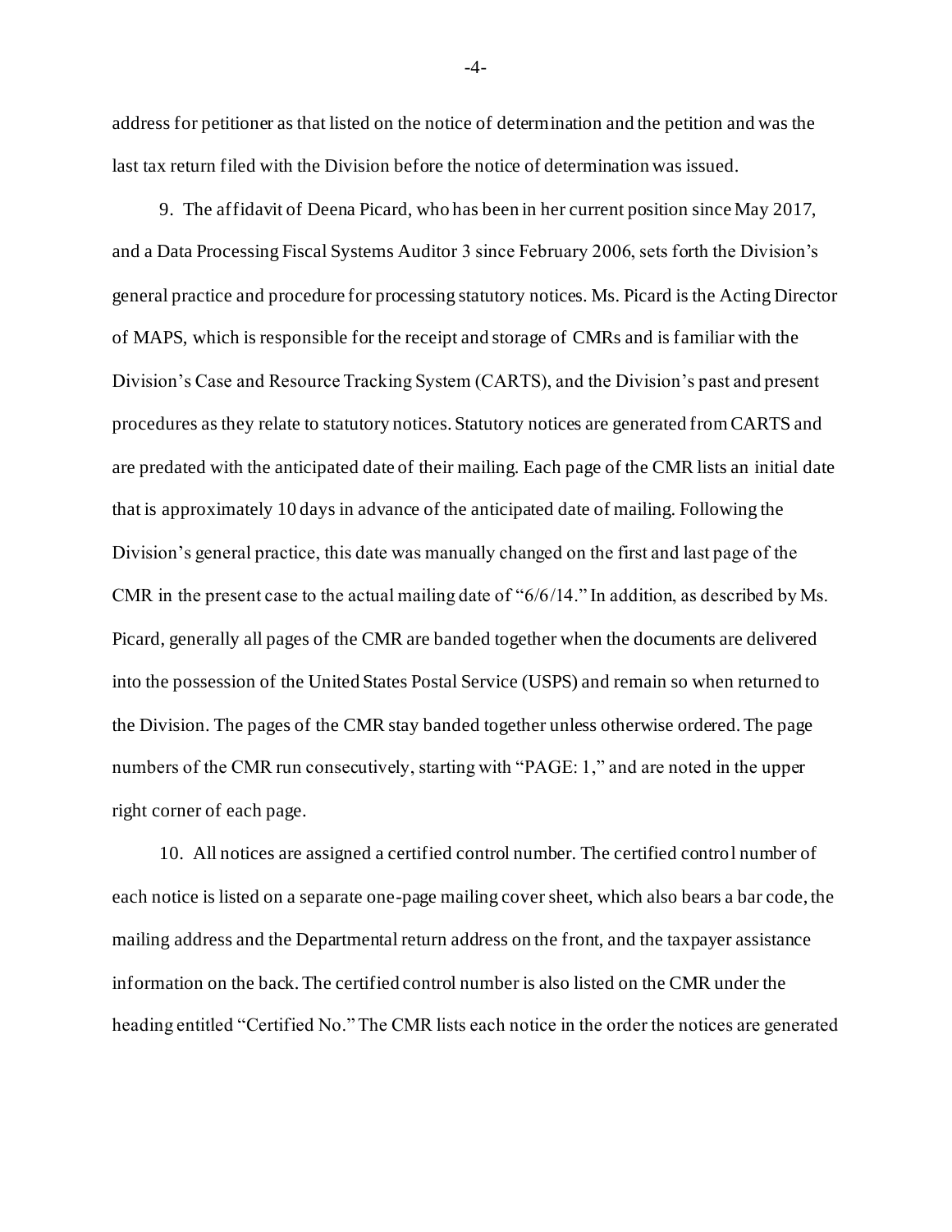address for petitioner as that listed on the notice of determination and the petition and was the last tax return filed with the Division before the notice of determination was issued.

9. The affidavit of Deena Picard, who has been in her current position since May 2017, and a Data Processing Fiscal Systems Auditor 3 since February 2006, sets forth the Division's general practice and procedure for processing statutory notices. Ms. Picard is the Acting Director of MAPS, which is responsible for the receipt and storage of CMRs and is familiar with the Division's Case and Resource Tracking System (CARTS), and the Division's past and present procedures as they relate to statutory notices. Statutory notices are generated from CARTS and are predated with the anticipated date of their mailing. Each page of the CMR lists an initial date that is approximately 10 days in advance of the anticipated date of mailing. Following the Division's general practice, this date was manually changed on the first and last page of the CMR in the present case to the actual mailing date of "6/6/14." In addition, as described by Ms. Picard, generally all pages of the CMR are banded together when the documents are delivered into the possession of the United States Postal Service (USPS) and remain so when returned to the Division. The pages of the CMR stay banded together unless otherwise ordered. The page numbers of the CMR run consecutively, starting with "PAGE: 1," and are noted in the upper right corner of each page.

10. All notices are assigned a certified control number. The certified control number of each notice is listed on a separate one-page mailing cover sheet, which also bears a bar code, the mailing address and the Departmental return address on the front, and the taxpayer assistance information on the back. The certified control number is also listed on the CMR under the heading entitled "Certified No." The CMR lists each notice in the order the notices are generated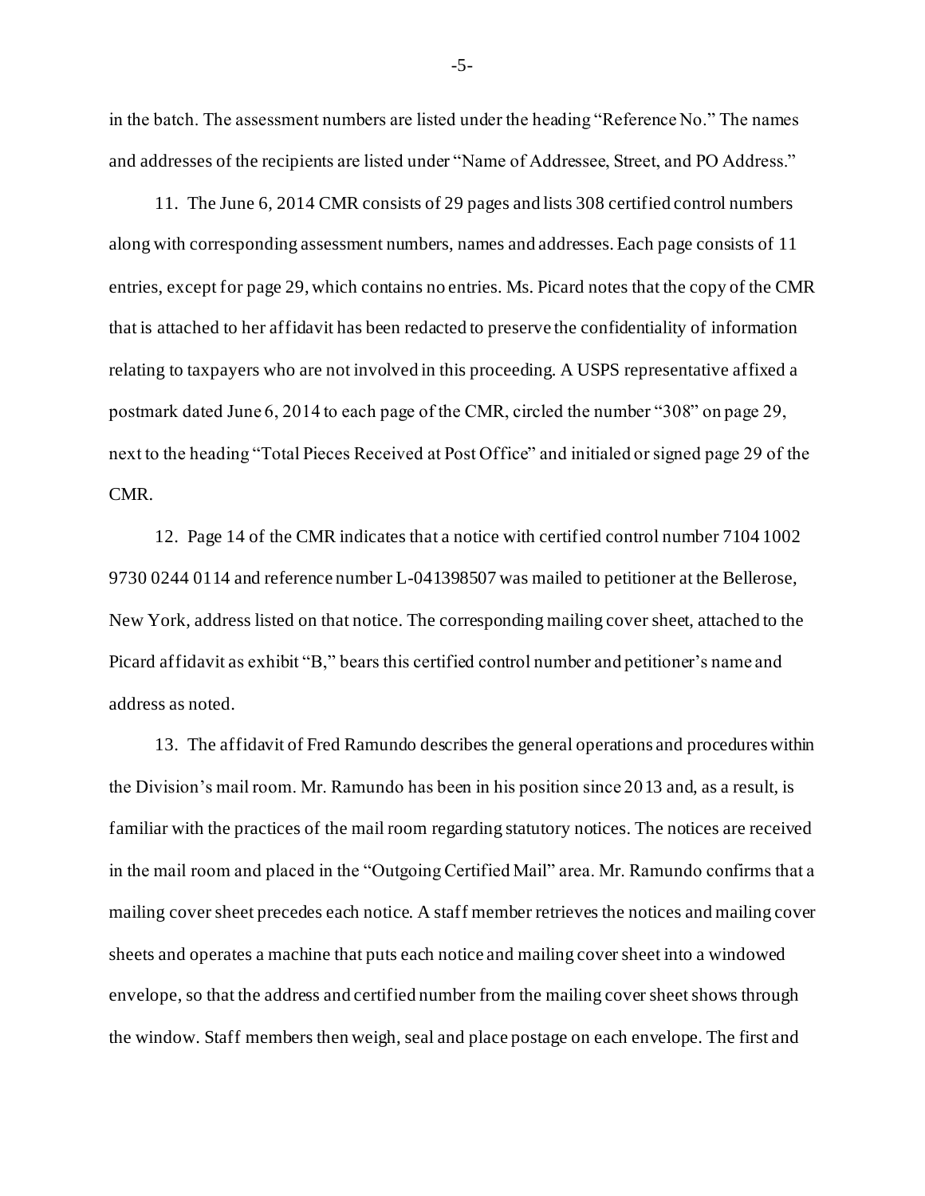in the batch. The assessment numbers are listed under the heading "Reference No." The names and addresses of the recipients are listed under "Name of Addressee, Street, and PO Address."

11. The June 6, 2014 CMR consists of 29 pages and lists 308 certified control numbers along with corresponding assessment numbers, names and addresses. Each page consists of 11 entries, except for page 29, which contains no entries. Ms. Picard notes that the copy of the CMR that is attached to her affidavit has been redacted to preserve the confidentiality of information relating to taxpayers who are not involved in this proceeding. A USPS representative affixed a postmark dated June 6, 2014 to each page of the CMR, circled the number "308" on page 29, next to the heading "Total Pieces Received at Post Office" and initialed or signed page 29 of the CMR.

12. Page 14 of the CMR indicates that a notice with certified control number 7104 1002 9730 0244 0114 and reference number L-041398507 was mailed to petitioner at the Bellerose, New York, address listed on that notice. The corresponding mailing cover sheet, attached to the Picard affidavit as exhibit "B," bears this certified control number and petitioner's name and address as noted.

13. The affidavit of Fred Ramundo describes the general operations and procedures within the Division's mail room. Mr. Ramundo has been in his position since 2013 and, as a result, is familiar with the practices of the mail room regarding statutory notices. The notices are received in the mail room and placed in the "Outgoing Certified Mail" area. Mr. Ramundo confirms that a mailing cover sheet precedes each notice. A staff member retrieves the notices and mailing cover sheets and operates a machine that puts each notice and mailing cover sheet into a windowed envelope, so that the address and certified number from the mailing cover sheet shows through the window. Staff members then weigh, seal and place postage on each envelope. The first and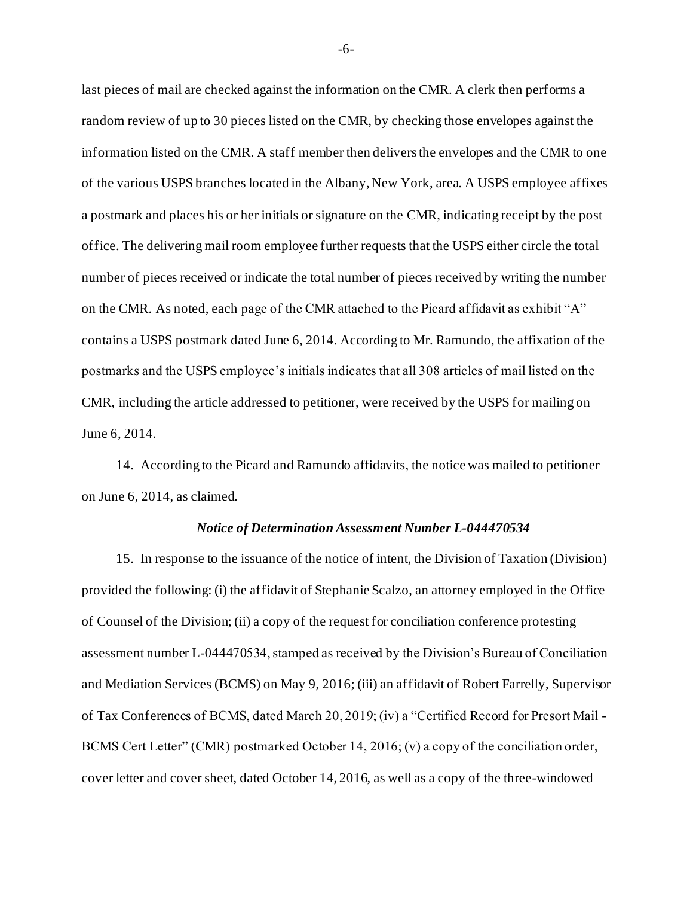last pieces of mail are checked against the information on the CMR. A clerk then performs a random review of up to 30 pieces listed on the CMR, by checking those envelopes against the information listed on the CMR. A staff member then delivers the envelopes and the CMR to one of the various USPS branches located in the Albany, New York, area. A USPS employee affixes a postmark and places his or her initials or signature on the CMR, indicating receipt by the post office. The delivering mail room employee further requests that the USPS either circle the total number of pieces received or indicate the total number of pieces received by writing the number on the CMR. As noted, each page of the CMR attached to the Picard affidavit as exhibit "A" contains a USPS postmark dated June 6, 2014. According to Mr. Ramundo, the affixation of the postmarks and the USPS employee's initials indicates that all 308 articles of mail listed on the CMR, including the article addressed to petitioner, were received by the USPS for mailing on June 6, 2014.

14. According to the Picard and Ramundo affidavits, the notice was mailed to petitioner on June 6, 2014, as claimed.

***Notice of Determination Assessment Number L-044470534***

15. In response to the issuance of the notice of intent, the Division of Taxation (Division) provided the following: (i) the affidavit of Stephanie Scalzo, an attorney employed in the Office of Counsel of the Division; (ii) a copy of the request for conciliation conference protesting assessment number L-044470534, stamped as received by the Division's Bureau of Conciliation and Mediation Services (BCMS) on May 9, 2016; (iii) an affidavit of Robert Farrelly, Supervisor of Tax Conferences of BCMS, dated March 20, 2019; (iv) a "Certified Record for Presort Mail - BCMS Cert Letter" (CMR) postmarked October 14, 2016; (v) a copy of the conciliation order, cover letter and cover sheet, dated October 14, 2016, as well as a copy of the three-windowed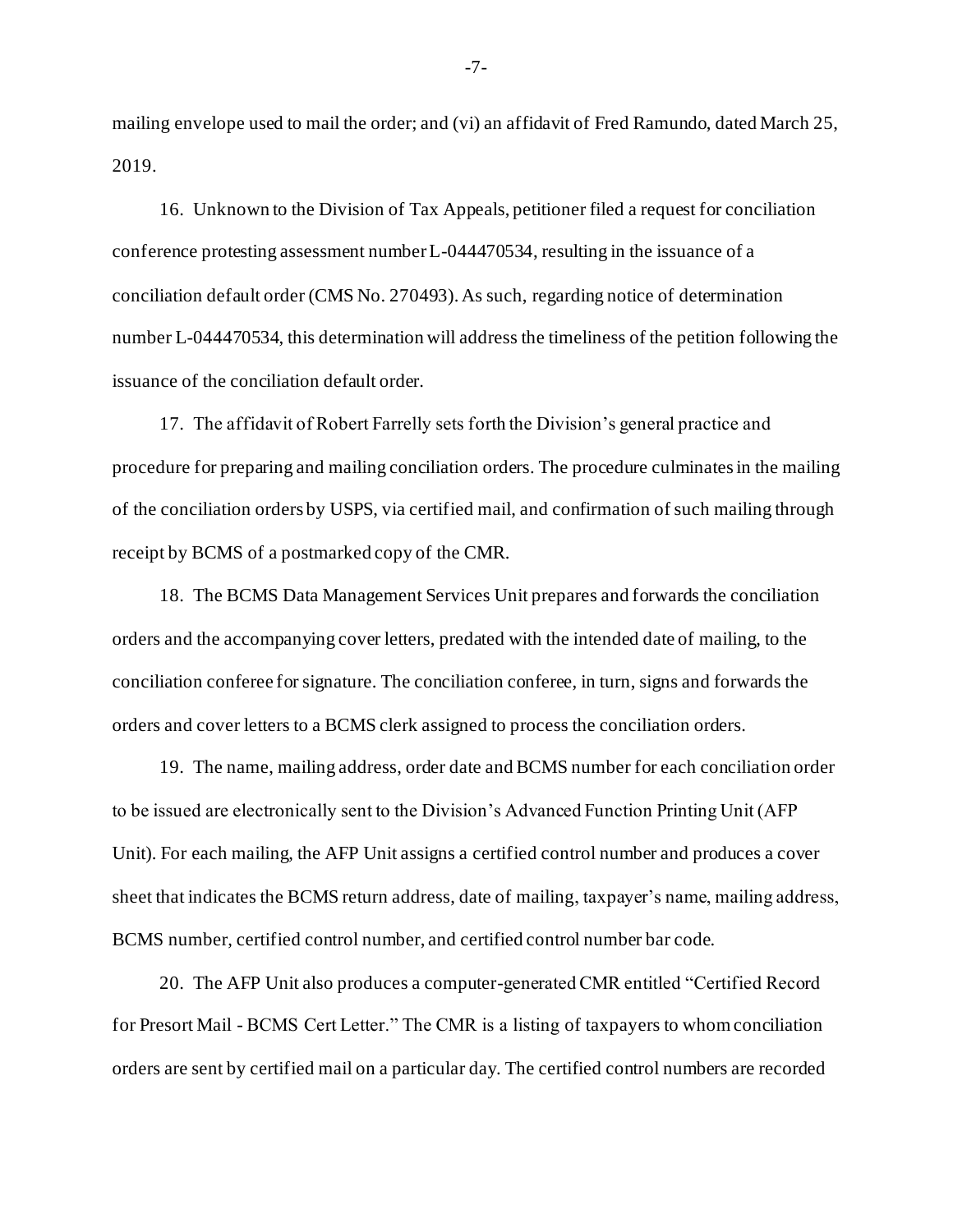mailing envelope used to mail the order; and (vi) an affidavit of Fred Ramundo, dated March 25, 2019.

16. Unknown to the Division of Tax Appeals, petitioner filed a request for conciliation conference protesting assessment number L-044470534, resulting in the issuance of a conciliation default order (CMS No. 270493). As such, regarding notice of determination number L-044470534, this determination will address the timeliness of the petition following the issuance of the conciliation default order.

17. The affidavit of Robert Farrelly sets forth the Division's general practice and procedure for preparing and mailing conciliation orders. The procedure culminates in the mailing of the conciliation orders by USPS, via certified mail, and confirmation of such mailing through receipt by BCMS of a postmarked copy of the CMR.

18. The BCMS Data Management Services Unit prepares and forwards the conciliation orders and the accompanying cover letters, predated with the intended date of mailing, to the conciliation conferee for signature. The conciliation conferee, in turn, signs and forwards the orders and cover letters to a BCMS clerk assigned to process the conciliation orders.

19. The name, mailing address, order date and BCMS number for each conciliation order to be issued are electronically sent to the Division's Advanced Function Printing Unit (AFP Unit). For each mailing, the AFP Unit assigns a certified control number and produces a cover sheet that indicates the BCMS return address, date of mailing, taxpayer's name, mailing address, BCMS number, certified control number, and certified control number bar code.

20. The AFP Unit also produces a computer-generated CMR entitled "Certified Record for Presort Mail - BCMS Cert Letter." The CMR is a listing of taxpayers to whom conciliation orders are sent by certified mail on a particular day. The certified control numbers are recorded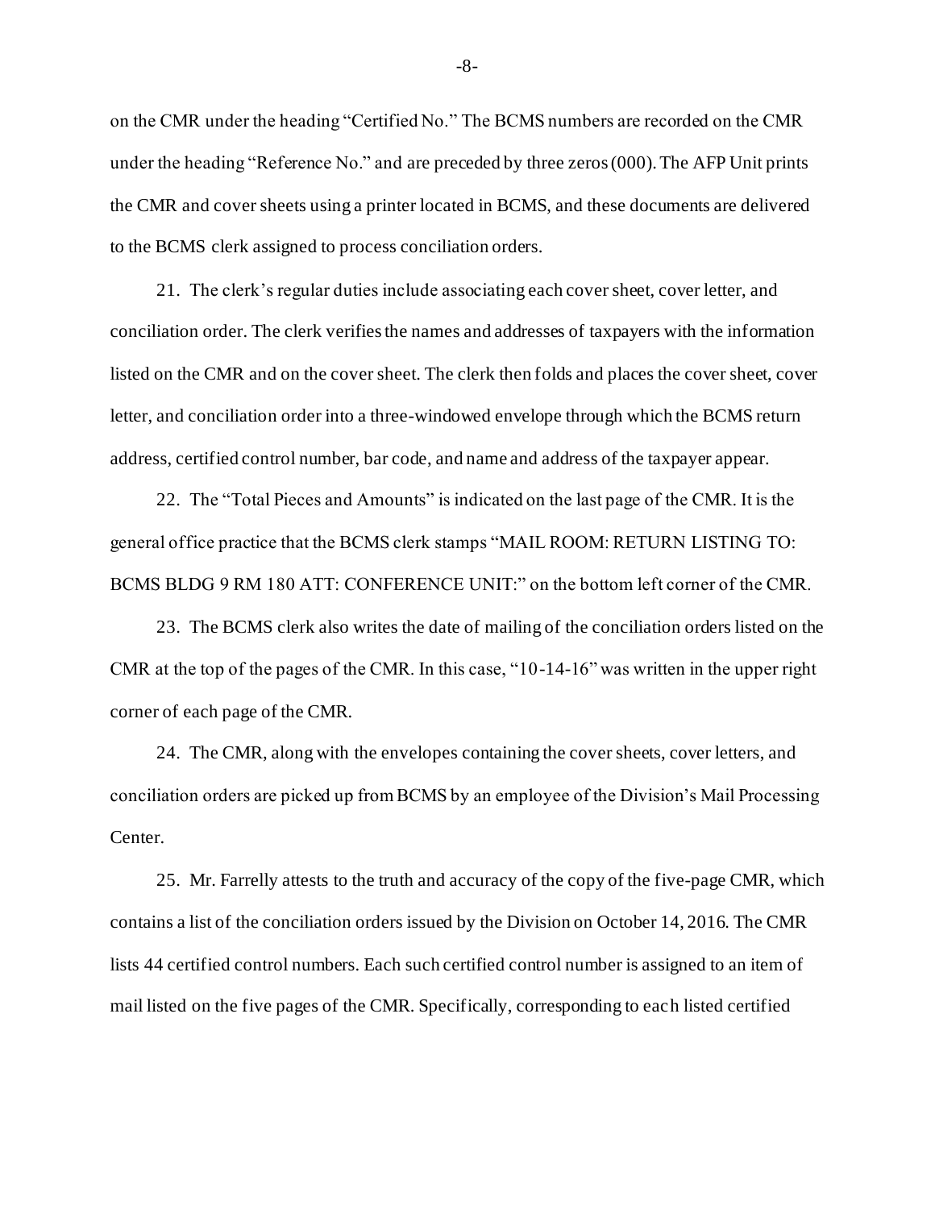on the CMR under the heading "Certified No." The BCMS numbers are recorded on the CMR under the heading "Reference No." and are preceded by three zeros (000). The AFP Unit prints the CMR and cover sheets using a printer located in BCMS, and these documents are delivered to the BCMS clerk assigned to process conciliation orders.

21. The clerk's regular duties include associating each cover sheet, cover letter, and conciliation order. The clerk verifies the names and addresses of taxpayers with the information listed on the CMR and on the cover sheet. The clerk then folds and places the cover sheet, cover letter, and conciliation order into a three-windowed envelope through which the BCMS return address, certified control number, bar code, and name and address of the taxpayer appear.

22. The "Total Pieces and Amounts" is indicated on the last page of the CMR. It is the general office practice that the BCMS clerk stamps "MAIL ROOM: RETURN LISTING TO: BCMS BLDG 9 RM 180 ATT: CONFERENCE UNIT:" on the bottom left corner of the CMR.

23. The BCMS clerk also writes the date of mailing of the conciliation orders listed on the CMR at the top of the pages of the CMR. In this case, "10-14-16" was written in the upper right corner of each page of the CMR.

24. The CMR, along with the envelopes containing the cover sheets, cover letters, and conciliation orders are picked up from BCMS by an employee of the Division's Mail Processing Center.

25. Mr. Farrelly attests to the truth and accuracy of the copy of the five-page CMR, which contains a list of the conciliation orders issued by the Division on October 14, 2016. The CMR lists 44 certified control numbers. Each such certified control number is assigned to an item of mail listed on the five pages of the CMR. Specifically, corresponding to each listed certified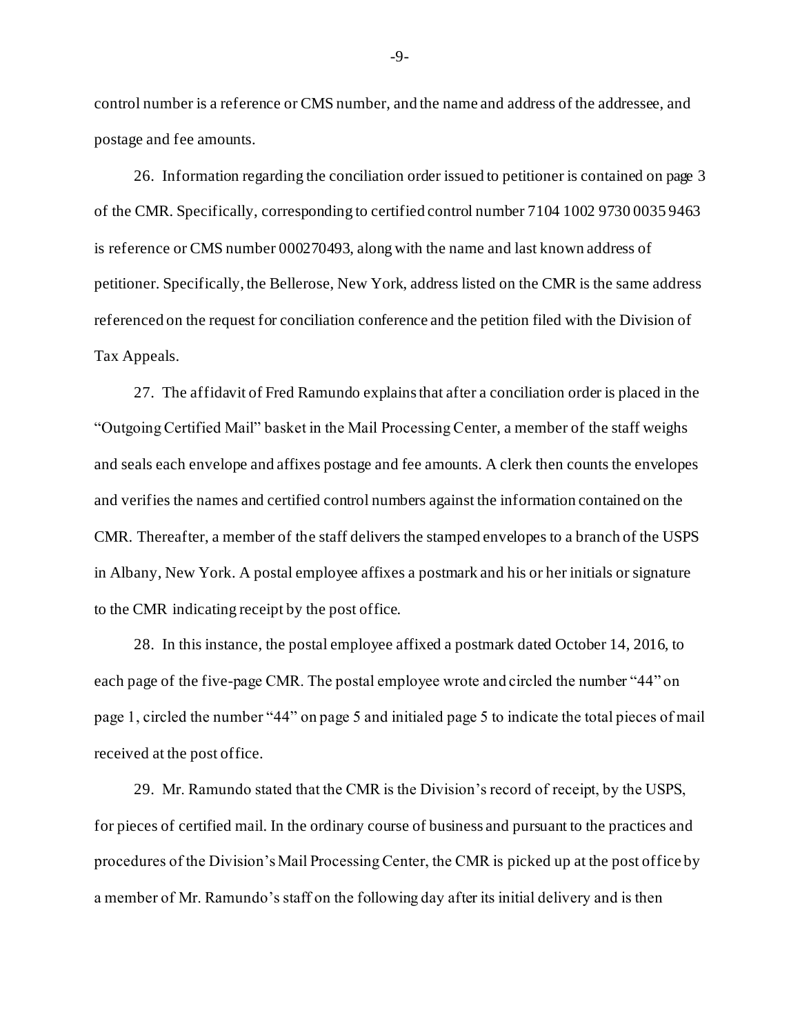control number is a reference or CMS number, and the name and address of the addressee, and postage and fee amounts.

26. Information regarding the conciliation order issued to petitioner is contained on page 3 of the CMR. Specifically, corresponding to certified control number 7104 1002 9730 0035 9463 is reference or CMS number 000270493, along with the name and last known address of petitioner. Specifically, the Bellerose, New York, address listed on the CMR is the same address referenced on the request for conciliation conference and the petition filed with the Division of Tax Appeals.

27. The affidavit of Fred Ramundo explains that after a conciliation order is placed in the "Outgoing Certified Mail" basket in the Mail Processing Center, a member of the staff weighs and seals each envelope and affixes postage and fee amounts. A clerk then counts the envelopes and verifies the names and certified control numbers against the information contained on the CMR. Thereafter, a member of the staff delivers the stamped envelopes to a branch of the USPS in Albany, New York. A postal employee affixes a postmark and his or her initials or signature to the CMR indicating receipt by the post office.

28. In this instance, the postal employee affixed a postmark dated October 14, 2016, to each page of the five-page CMR. The postal employee wrote and circled the number "44" on page 1, circled the number "44" on page 5 and initialed page 5 to indicate the total pieces of mail received at the post office.

29. Mr. Ramundo stated that the CMR is the Division's record of receipt, by the USPS, for pieces of certified mail. In the ordinary course of business and pursuant to the practices and procedures of the Division's Mail Processing Center, the CMR is picked up at the post office by a member of Mr. Ramundo's staff on the following day after its initial delivery and is then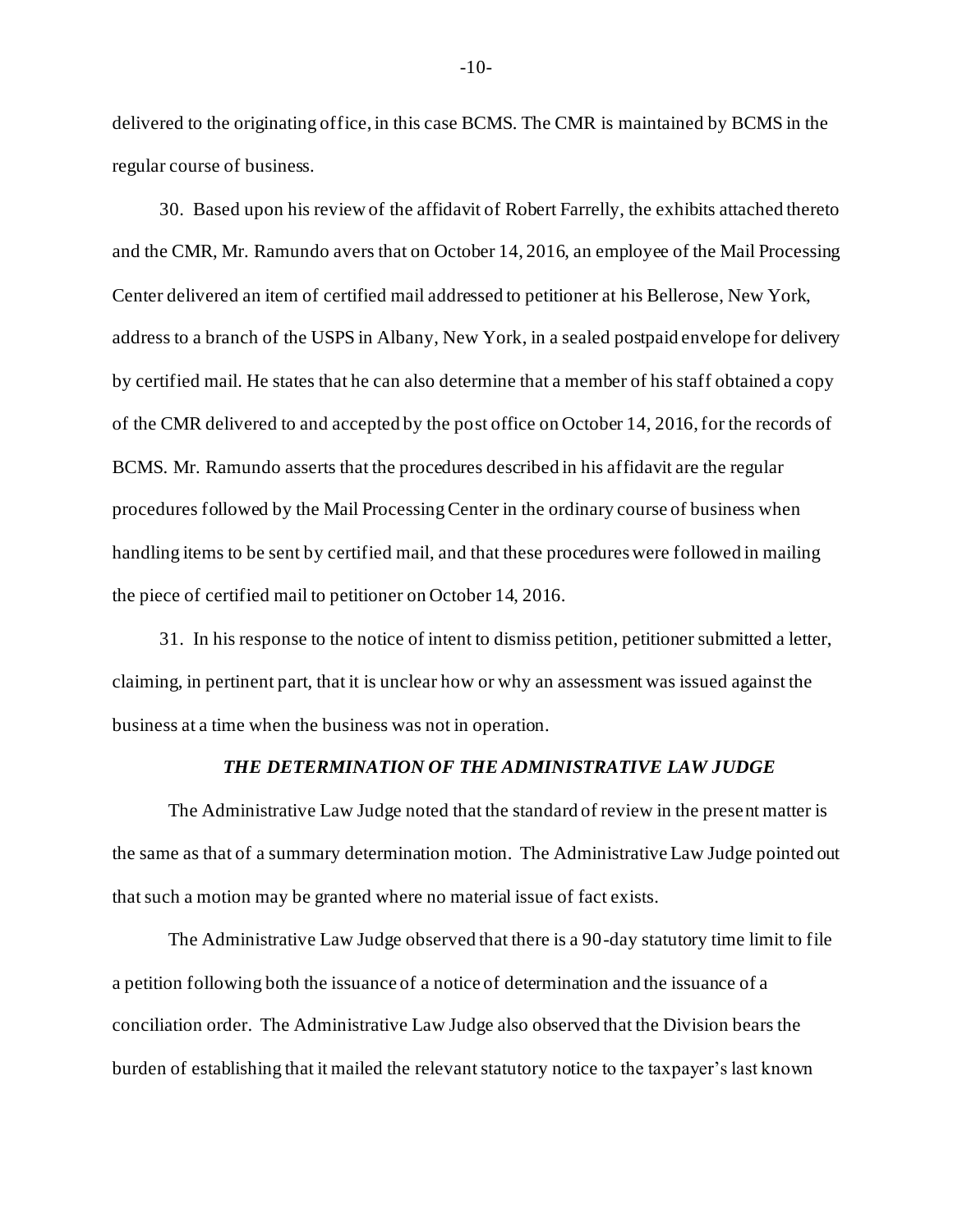delivered to the originating office, in this case BCMS. The CMR is maintained by BCMS in the regular course of business.

30. Based upon his review of the affidavit of Robert Farrelly, the exhibits attached thereto and the CMR, Mr. Ramundo avers that on October 14, 2016, an employee of the Mail Processing Center delivered an item of certified mail addressed to petitioner at his Bellerose, New York, address to a branch of the USPS in Albany, New York, in a sealed postpaid envelope for delivery by certified mail. He states that he can also determine that a member of his staff obtained a copy of the CMR delivered to and accepted by the post office on October 14, 2016, for the records of BCMS. Mr. Ramundo asserts that the procedures described in his affidavit are the regular procedures followed by the Mail Processing Center in the ordinary course of business when handling items to be sent by certified mail, and that these procedures were followed in mailing the piece of certified mail to petitioner on October 14, 2016.

31. In his response to the notice of intent to dismiss petition, petitioner submitted a letter, claiming, in pertinent part, that it is unclear how or why an assessment was issued against the business at a time when the business was not in operation.

### *THE DETERMINATION OF THE ADMINISTRATIVE LAW JUDGE*

The Administrative Law Judge noted that the standard of review in the present matter is the same as that of a summary determination motion. The Administrative Law Judge pointed out that such a motion may be granted where no material issue of fact exists.

The Administrative Law Judge observed that there is a 90-day statutory time limit to file a petition following both the issuance of a notice of determination and the issuance of a conciliation order. The Administrative Law Judge also observed that the Division bears the burden of establishing that it mailed the relevant statutory notice to the taxpayer's last known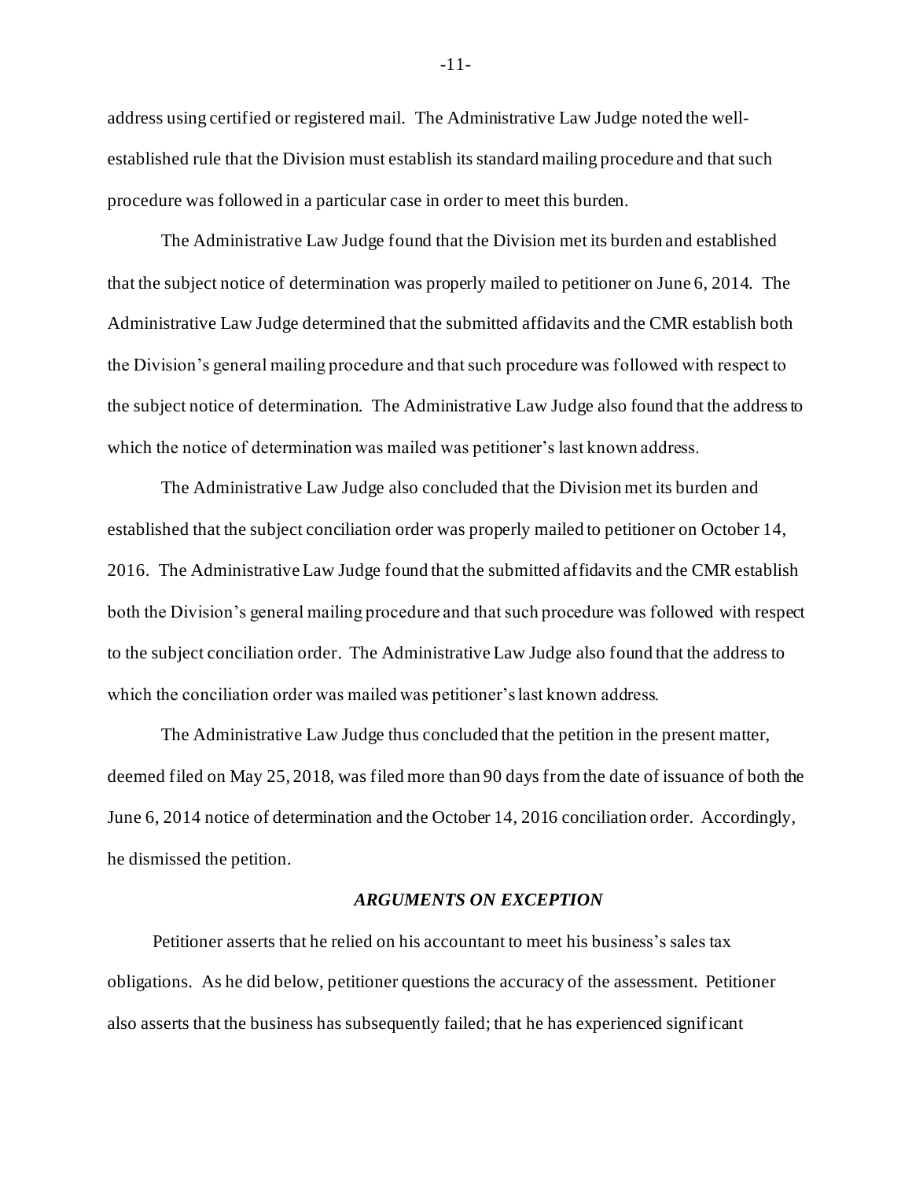address using certified or registered mail. The Administrative Law Judge noted the well-established rule that the Division must establish its standard mailing procedure and that such procedure was followed in a particular case in order to meet this burden.

The Administrative Law Judge found that the Division met its burden and established that the subject notice of determination was properly mailed to petitioner on June 6, 2014. The Administrative Law Judge determined that the submitted affidavits and the CMR establish both the Division's general mailing procedure and that such procedure was followed with respect to the subject notice of determination. The Administrative Law Judge also found that the address to which the notice of determination was mailed was petitioner's last known address.

The Administrative Law Judge also concluded that the Division met its burden and established that the subject conciliation order was properly mailed to petitioner on October 14, 2016. The Administrative Law Judge found that the submitted affidavits and the CMR establish both the Division's general mailing procedure and that such procedure was followed with respect to the subject conciliation order. The Administrative Law Judge also found that the address to which the conciliation order was mailed was petitioner's last known address.

The Administrative Law Judge thus concluded that the petition in the present matter, deemed filed on May 25, 2018, was filed more than 90 days from the date of issuance of both the June 6, 2014 notice of determination and the October 14, 2016 conciliation order. Accordingly, he dismissed the petition.

### *ARGUMENTS ON EXCEPTION*

Petitioner asserts that he relied on his accountant to meet his business's sales tax obligations. As he did below, petitioner questions the accuracy of the assessment. Petitioner also asserts that the business has subsequently failed; that he has experienced significant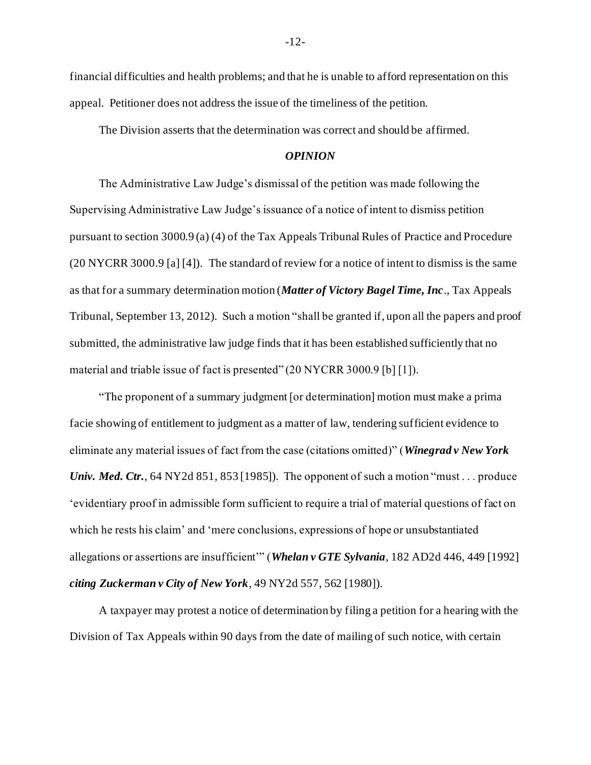financial difficulties and health problems; and that he is unable to afford representation on this appeal. Petitioner does not address the issue of the timeliness of the petition.

The Division asserts that the determination was correct and should be affirmed.

## *OPINION*

The Administrative Law Judge's dismissal of the petition was made following the Supervising Administrative Law Judge's issuance of a notice of intent to dismiss petition pursuant to section 3000.9 (a) (4) of the Tax Appeals Tribunal Rules of Practice and Procedure (20 NYCRR 3000.9 [a] [4]). The standard of review for a notice of intent to dismiss is the same as that for a summary determination motion (***Matter of Victory Bagel Time, Inc***., Tax Appeals Tribunal, September 13, 2012). Such a motion "shall be granted if, upon all the papers and proof submitted, the administrative law judge finds that it has been established sufficiently that no material and triable issue of fact is presented" (20 NYCRR 3000.9 [b] [1]).

"The proponent of a summary judgment [or determination] motion must make a prima facie showing of entitlement to judgment as a matter of law, tendering sufficient evidence to eliminate any material issues of fact from the case (citations omitted)" (***Winegrad v New York Univ. Med. Ctr.***, 64 NY2d 851, 853 [1985]). The opponent of such a motion "must . . . produce 'evidentiary proof in admissible form sufficient to require a trial of material questions of fact on which he rests his claim' and 'mere conclusions, expressions of hope or unsubstantiated allegations or assertions are insufficient'" (***Whelan v GTE Sylvania***, 182 AD2d 446, 449 [1992] ***citing Zuckerman v City of New York***, 49 NY2d 557, 562 [1980]).

A taxpayer may protest a notice of determination by filing a petition for a hearing with the Division of Tax Appeals within 90 days from the date of mailing of such notice, with certain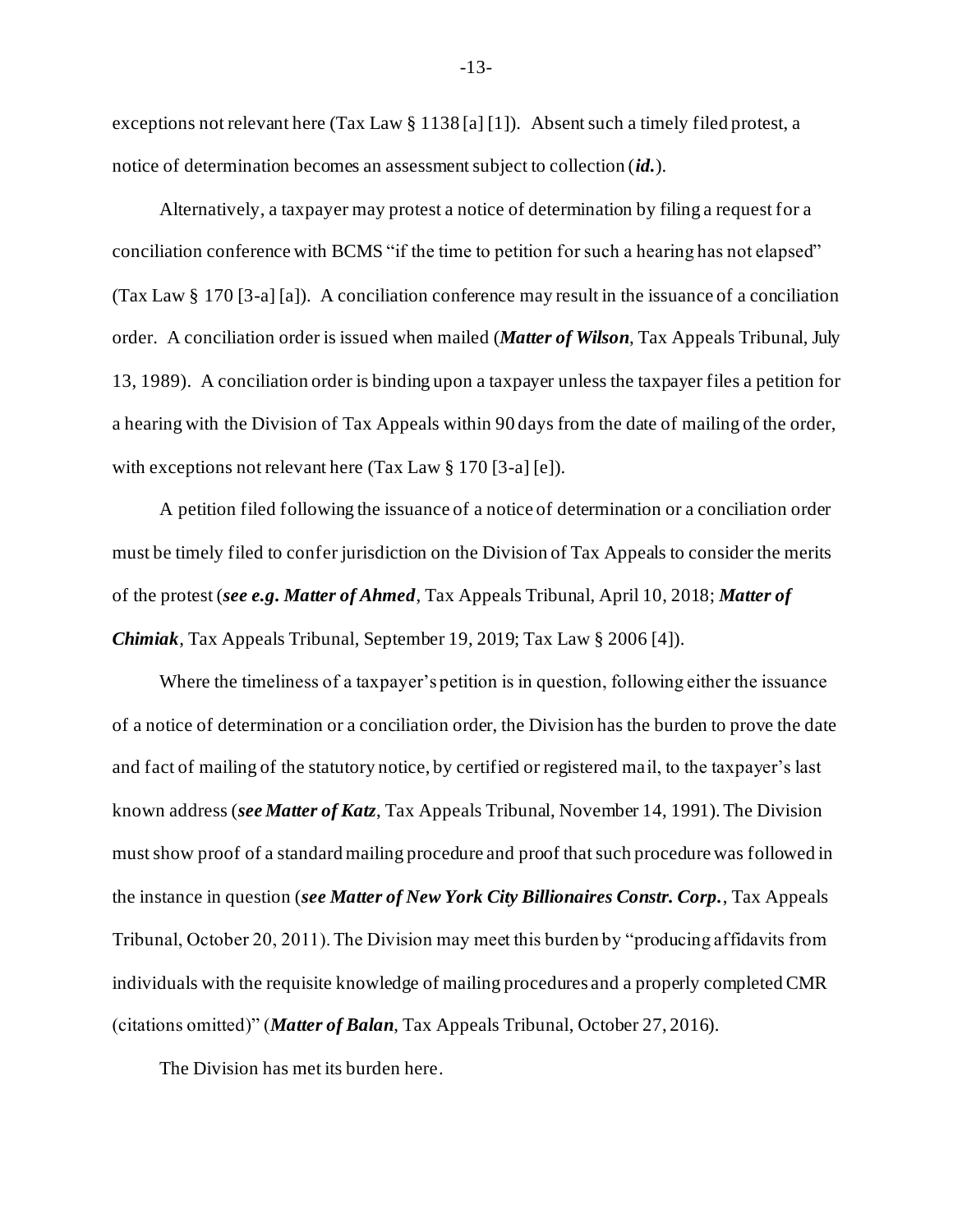exceptions not relevant here (Tax Law § 1138 [a] [1]). Absent such a timely filed protest, a notice of determination becomes an assessment subject to collection (***id.***).

Alternatively, a taxpayer may protest a notice of determination by filing a request for a conciliation conference with BCMS "if the time to petition for such a hearing has not elapsed" (Tax Law § 170 [3-a] [a]). A conciliation conference may result in the issuance of a conciliation order. A conciliation order is issued when mailed (***Matter of Wilson***, Tax Appeals Tribunal, July 13, 1989). A conciliation order is binding upon a taxpayer unless the taxpayer files a petition for a hearing with the Division of Tax Appeals within 90 days from the date of mailing of the order, with exceptions not relevant here (Tax Law § 170 [3-a] [e]).

A petition filed following the issuance of a notice of determination or a conciliation order must be timely filed to confer jurisdiction on the Division of Tax Appeals to consider the merits of the protest (***see e.g. Matter of Ahmed***, Tax Appeals Tribunal, April 10, 2018; ***Matter of Chimiak***, Tax Appeals Tribunal, September 19, 2019; Tax Law § 2006 [4]).

Where the timeliness of a taxpayer's petition is in question, following either the issuance of a notice of determination or a conciliation order, the Division has the burden to prove the date and fact of mailing of the statutory notice, by certified or registered mail, to the taxpayer's last known address (***see Matter of Katz***, Tax Appeals Tribunal, November 14, 1991). The Division must show proof of a standard mailing procedure and proof that such procedure was followed in the instance in question (***see Matter of New York City Billionaires Constr. Corp.***, Tax Appeals Tribunal, October 20, 2011). The Division may meet this burden by "producing affidavits from individuals with the requisite knowledge of mailing procedures and a properly completed CMR (citations omitted)" (***Matter of Balan***, Tax Appeals Tribunal, October 27, 2016).

The Division has met its burden here.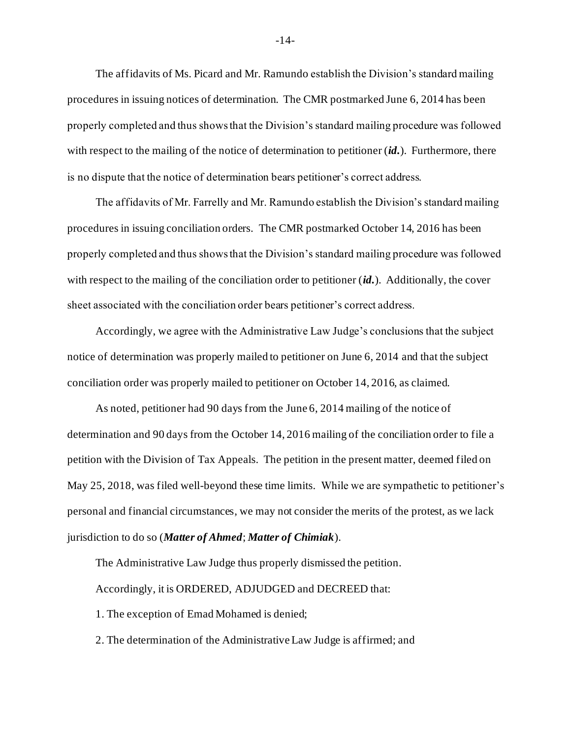The affidavits of Ms. Picard and Mr. Ramundo establish the Division's standard mailing procedures in issuing notices of determination. The CMR postmarked June 6, 2014 has been properly completed and thus shows that the Division's standard mailing procedure was followed with respect to the mailing of the notice of determination to petitioner (***id.***). Furthermore, there is no dispute that the notice of determination bears petitioner's correct address.

The affidavits of Mr. Farrelly and Mr. Ramundo establish the Division's standard mailing procedures in issuing conciliation orders. The CMR postmarked October 14, 2016 has been properly completed and thus shows that the Division's standard mailing procedure was followed with respect to the mailing of the conciliation order to petitioner (***id.***). Additionally, the cover sheet associated with the conciliation order bears petitioner's correct address.

Accordingly, we agree with the Administrative Law Judge's conclusions that the subject notice of determination was properly mailed to petitioner on June 6, 2014 and that the subject conciliation order was properly mailed to petitioner on October 14, 2016, as claimed.

As noted, petitioner had 90 days from the June 6, 2014 mailing of the notice of determination and 90 days from the October 14, 2016 mailing of the conciliation order to file a petition with the Division of Tax Appeals. The petition in the present matter, deemed filed on May 25, 2018, was filed well-beyond these time limits. While we are sympathetic to petitioner's personal and financial circumstances, we may not consider the merits of the protest, as we lack jurisdiction to do so (***Matter of Ahmed***; ***Matter of Chimiak***).

The Administrative Law Judge thus properly dismissed the petition.

Accordingly, it is ORDERED, ADJUDGED and DECREED that:

1. The exception of Emad Mohamed is denied;

2. The determination of the Administrative Law Judge is affirmed; and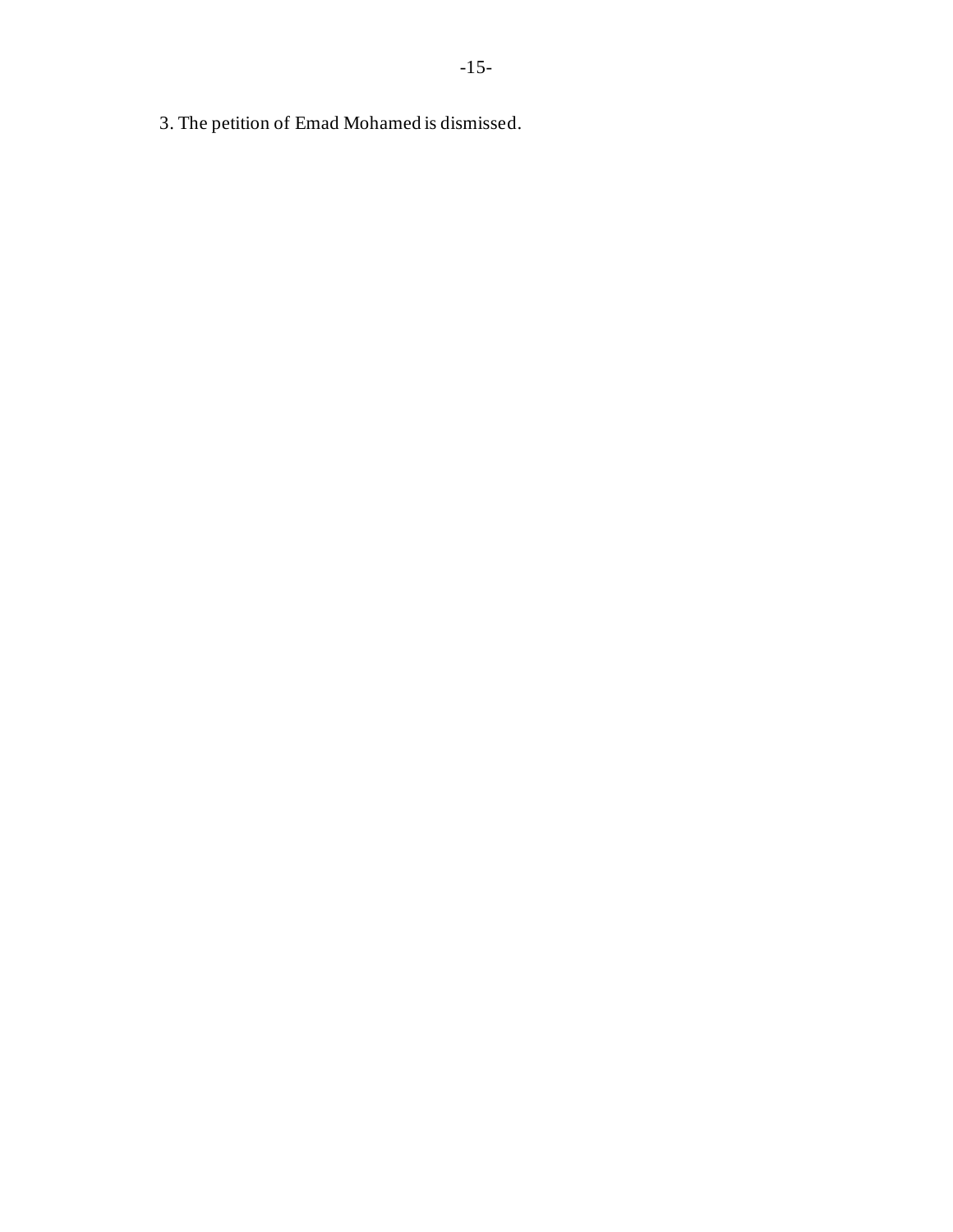3. The petition of Emad Mohamed is dismissed.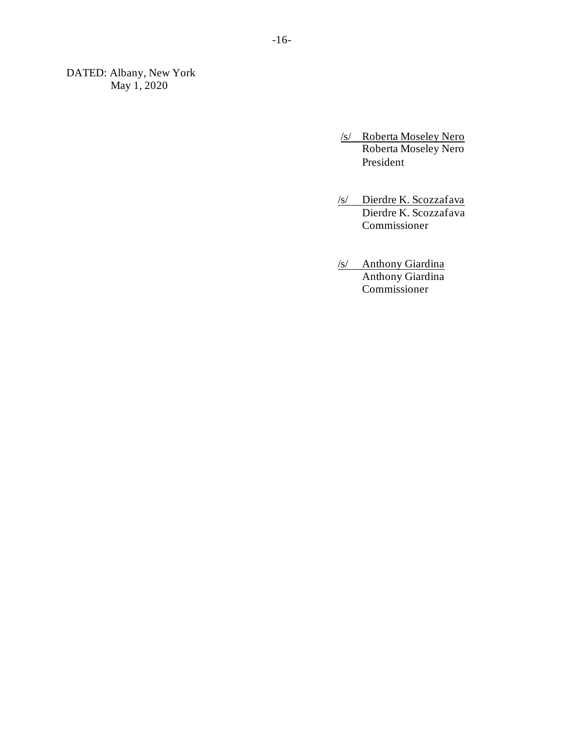DATED: Albany, New York
May 1, 2020

/s/ Roberta Moseley Nero
Roberta Moseley Nero
President

/s/ Dierdre K. Scozzafava
Dierdre K. Scozzafava
Commissioner

/s/ Anthony Giardina
Anthony Giardina
Commissioner